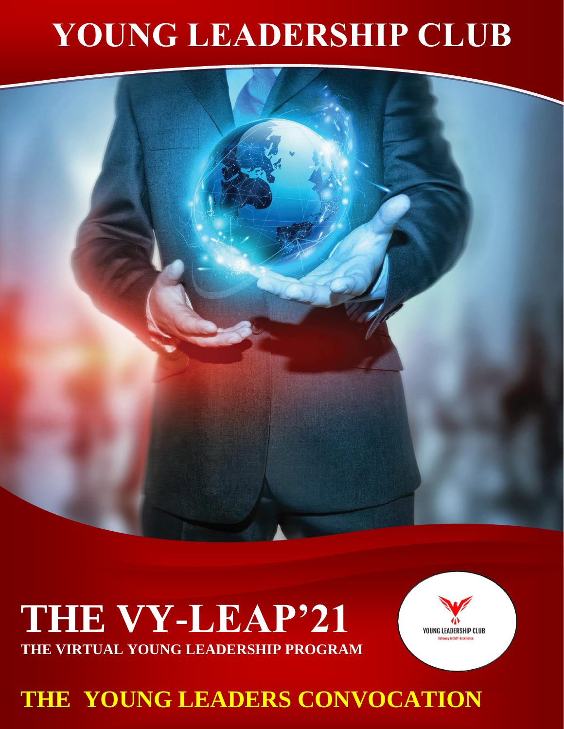# YOUNG LEADERSHIP CLUB

# THE VY-LEAP'21

**THE VIRTUAL YOUNG LEADERSHIP PROGRAM**

YOUNG LEADERSHIP CLUB
Gateway to Self-Excellence

## THE YOUNG LEADERS CONVOCATION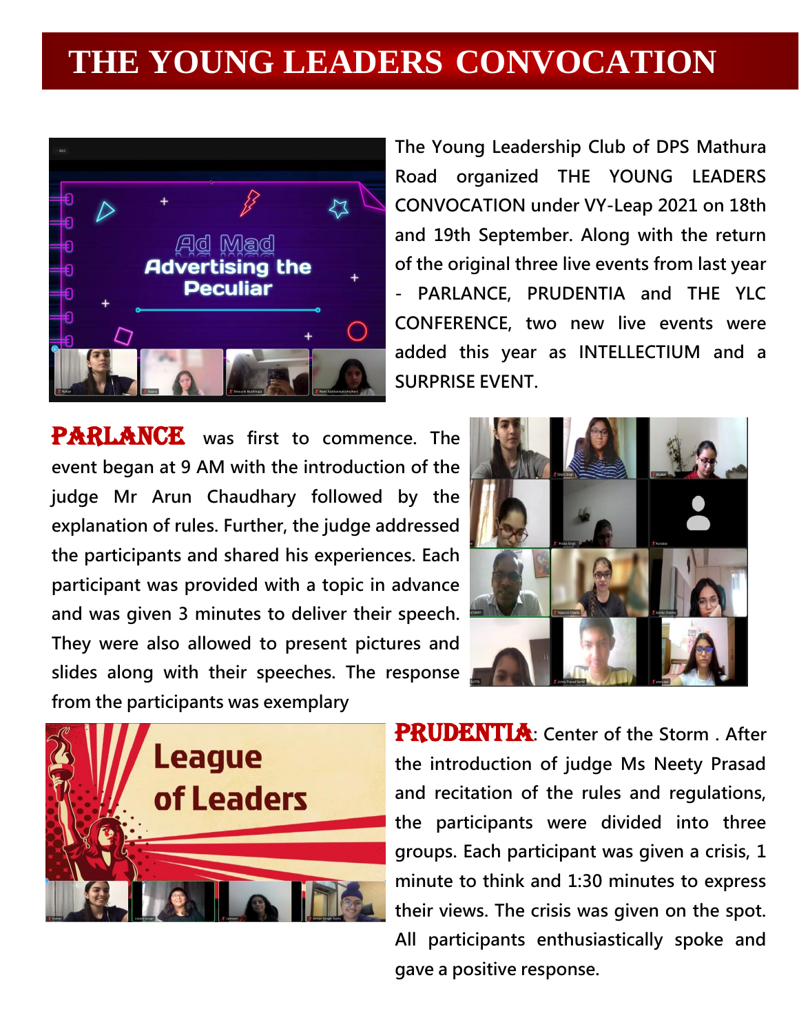# THE YOUNG LEADERS CONVOCATION

The Young Leadership Club of DPS Mathura Road organized THE YOUNG LEADERS CONVOCATION under VY-Leap 2021 on 18th and 19th September. Along with the return of the original three live events from last year - PARLANCE, PRUDENTIA and THE YLC CONFERENCE, two new live events were added this year as INTELLECTIUM and a SURPRISE EVENT.

**PARLANCE** was first to commence. The event began at 9 AM with the introduction of the judge Mr Arun Chaudhary followed by the explanation of rules. Further, the judge addressed the participants and shared his experiences. Each participant was provided with a topic in advance and was given 3 minutes to deliver their speech. They were also allowed to present pictures and slides along with their speeches. The response from the participants was exemplary

**PRUDENTIA**: Center of the Storm . After the introduction of judge Ms Neety Prasad and recitation of the rules and regulations, the participants were divided into three groups. Each participant was given a crisis, 1 minute to think and 1:30 minutes to express their views. The crisis was given on the spot. All participants enthusiastically spoke and gave a positive response.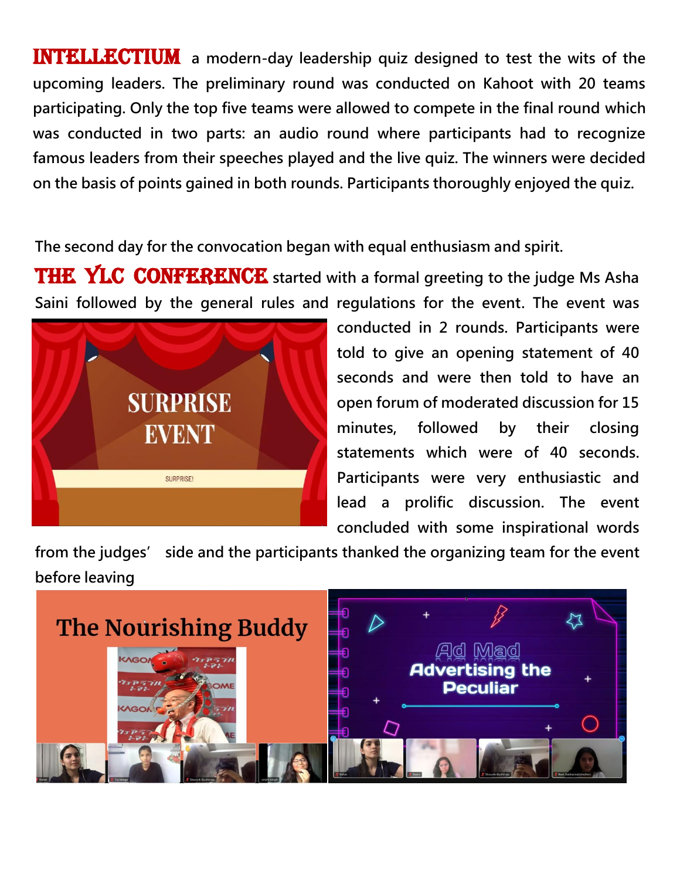**INTELLECTIUM** a modern-day leadership quiz designed to test the wits of the upcoming leaders. The preliminary round was conducted on Kahoot with 20 teams participating. Only the top five teams were allowed to compete in the final round which was conducted in two parts: an audio round where participants had to recognize famous leaders from their speeches played and the live quiz. The winners were decided on the basis of points gained in both rounds. Participants thoroughly enjoyed the quiz.

The second day for the convocation began with equal enthusiasm and spirit.

**THE YLC CONFERENCE** started with a formal greeting to the judge Ms Asha Saini followed by the general rules and regulations for the event. The event was conducted in 2 rounds. Participants were told to give an opening statement of 40 seconds and were then told to have an open forum of moderated discussion for 15 minutes, followed by their closing statements which were of 40 seconds. Participants were very enthusiastic and lead a prolific discussion. The event concluded with some inspirational words from the judges' side and the participants thanked the organizing team for the event before leaving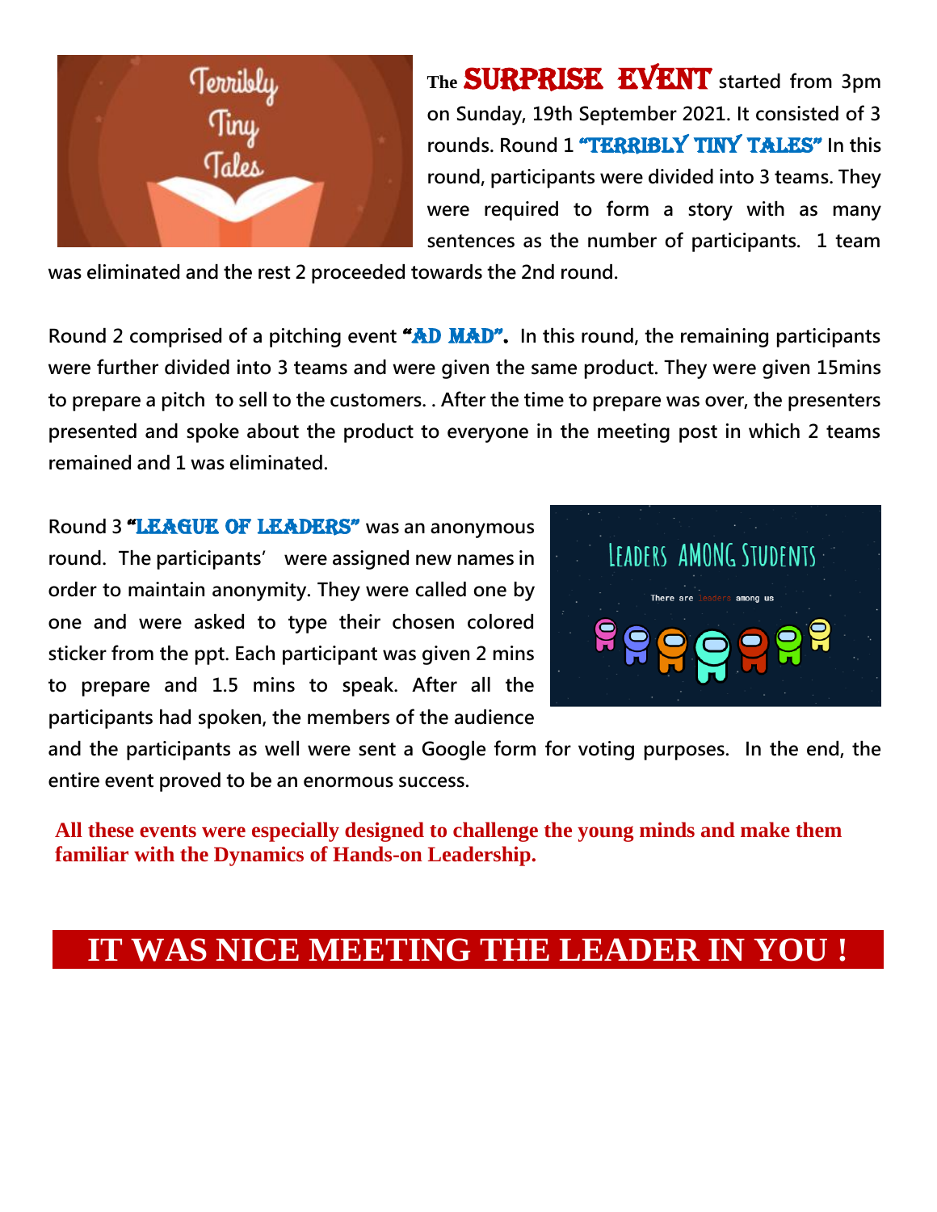The **SURPRISE EVENT** started from 3pm on Sunday, 19th September 2021. It consisted of 3 rounds. Round 1 **"TERRIBLY TINY TALES"** In this round, participants were divided into 3 teams. They were required to form a story with as many sentences as the number of participants. 1 team was eliminated and the rest 2 proceeded towards the 2nd round.

Round 2 comprised of a pitching event **"AD MAD".** In this round, the remaining participants were further divided into 3 teams and were given the same product. They were given 15mins to prepare a pitch to sell to the customers. . After the time to prepare was over, the presenters presented and spoke about the product to everyone in the meeting post in which 2 teams remained and 1 was eliminated.

Round 3 **"LEAGUE OF LEADERS"** was an anonymous round. The participants' were assigned new names in order to maintain anonymity. They were called one by one and were asked to type their chosen colored sticker from the ppt. Each participant was given 2 mins to prepare and 1.5 mins to speak. After all the participants had spoken, the members of the audience and the participants as well were sent a Google form for voting purposes. In the end, the entire event proved to be an enormous success.

**All these events were especially designed to challenge the young minds and make them familiar with the Dynamics of Hands-on Leadership.**

# IT WAS NICE MEETING THE LEADER IN YOU !